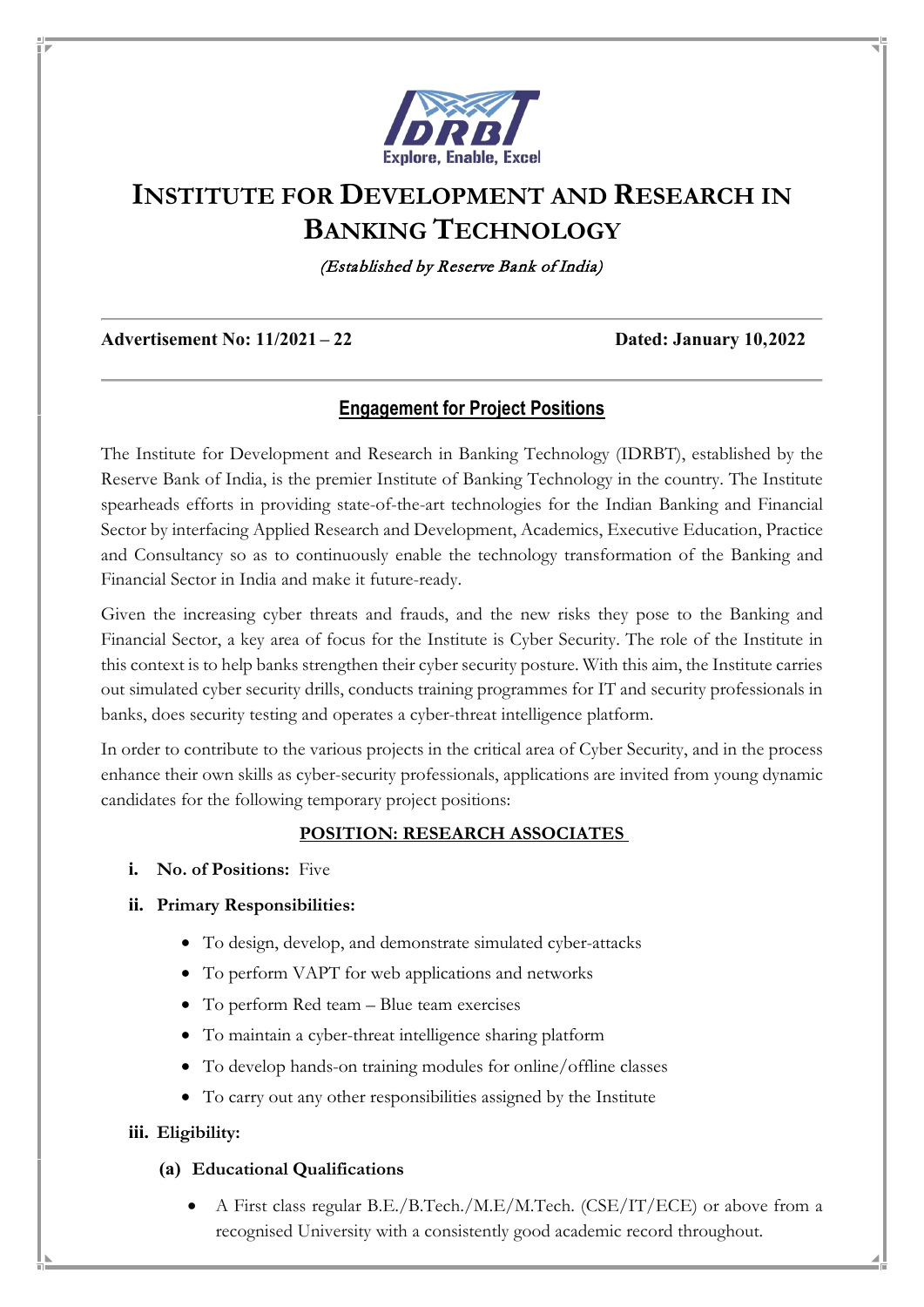# INSTITUTE FOR DEVELOPMENT AND RESEARCH IN BANKING TECHNOLOGY

*(Established by Reserve Bank of India)*

**Advertisement No: 11/2021 – 22** **Dated: January 10,2022**

## Engagement for Project Positions

The Institute for Development and Research in Banking Technology (IDRBT), established by the Reserve Bank of India, is the premier Institute of Banking Technology in the country. The Institute spearheads efforts in providing state-of-the-art technologies for the Indian Banking and Financial Sector by interfacing Applied Research and Development, Academics, Executive Education, Practice and Consultancy so as to continuously enable the technology transformation of the Banking and Financial Sector in India and make it future-ready.

Given the increasing cyber threats and frauds, and the new risks they pose to the Banking and Financial Sector, a key area of focus for the Institute is Cyber Security. The role of the Institute in this context is to help banks strengthen their cyber security posture. With this aim, the Institute carries out simulated cyber security drills, conducts training programmes for IT and security professionals in banks, does security testing and operates a cyber-threat intelligence platform.

In order to contribute to the various projects in the critical area of Cyber Security, and in the process enhance their own skills as cyber-security professionals, applications are invited from young dynamic candidates for the following temporary project positions:

### POSITION: RESEARCH ASSOCIATES

**i. No. of Positions:** Five

**ii. Primary Responsibilities:**

- To design, develop, and demonstrate simulated cyber-attacks
- To perform VAPT for web applications and networks
- To perform Red team – Blue team exercises
- To maintain a cyber-threat intelligence sharing platform
- To develop hands-on training modules for online/offline classes
- To carry out any other responsibilities assigned by the Institute

**iii. Eligibility:**

**(a) Educational Qualifications**

- A First class regular B.E./B.Tech./M.E/M.Tech. (CSE/IT/ECE) or above from a recognised University with a consistently good academic record throughout.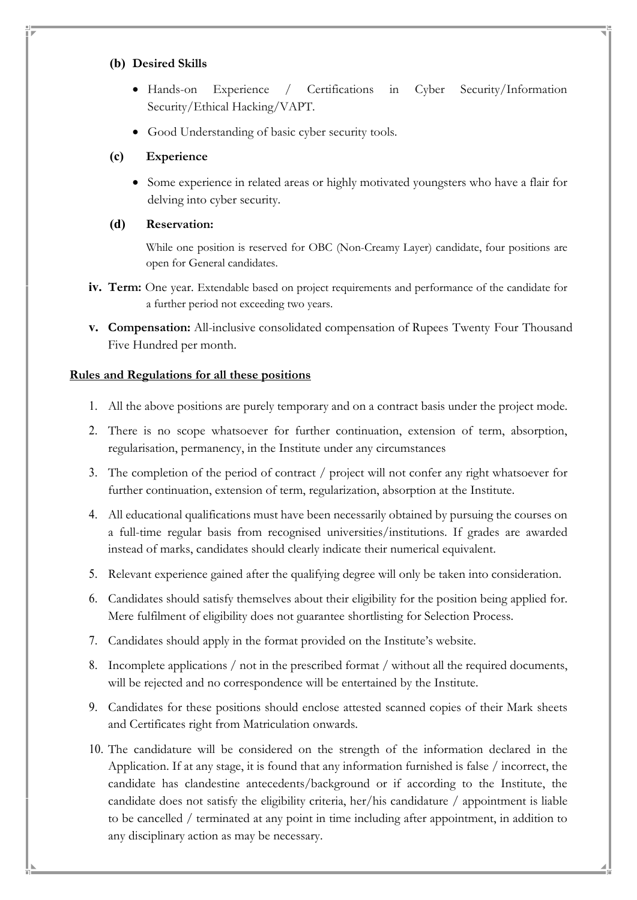**(b) Desired Skills**

- Hands-on Experience / Certifications in Cyber Security/Information Security/Ethical Hacking/VAPT.
- Good Understanding of basic cyber security tools.

**(c) Experience**

- Some experience in related areas or highly motivated youngsters who have a flair for delving into cyber security.

**(d) Reservation:**

While one position is reserved for OBC (Non-Creamy Layer) candidate, four positions are open for General candidates.

**iv. Term:** One year. Extendable based on project requirements and performance of the candidate for a further period not exceeding two years.

**v. Compensation:** All-inclusive consolidated compensation of Rupees Twenty Four Thousand Five Hundred per month.

**<u>Rules and Regulations for all these positions</u>**

1. All the above positions are purely temporary and on a contract basis under the project mode.
2. There is no scope whatsoever for further continuation, extension of term, absorption, regularisation, permanency, in the Institute under any circumstances
3. The completion of the period of contract / project will not confer any right whatsoever for further continuation, extension of term, regularization, absorption at the Institute.
4. All educational qualifications must have been necessarily obtained by pursuing the courses on a full-time regular basis from recognised universities/institutions. If grades are awarded instead of marks, candidates should clearly indicate their numerical equivalent.
5. Relevant experience gained after the qualifying degree will only be taken into consideration.
6. Candidates should satisfy themselves about their eligibility for the position being applied for. Mere fulfilment of eligibility does not guarantee shortlisting for Selection Process.
7. Candidates should apply in the format provided on the Institute's website.
8. Incomplete applications / not in the prescribed format / without all the required documents, will be rejected and no correspondence will be entertained by the Institute.
9. Candidates for these positions should enclose attested scanned copies of their Mark sheets and Certificates right from Matriculation onwards.
10. The candidature will be considered on the strength of the information declared in the Application. If at any stage, it is found that any information furnished is false / incorrect, the candidate has clandestine antecedents/background or if according to the Institute, the candidate does not satisfy the eligibility criteria, her/his candidature / appointment is liable to be cancelled / terminated at any point in time including after appointment, in addition to any disciplinary action as may be necessary.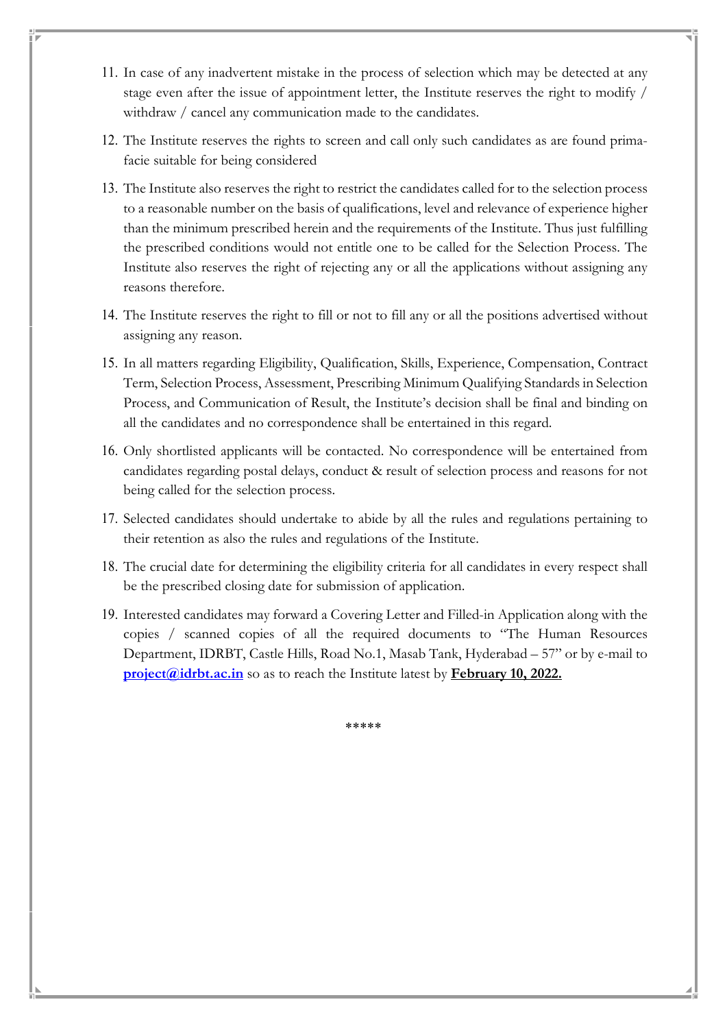11. In case of any inadvertent mistake in the process of selection which may be detected at any stage even after the issue of appointment letter, the Institute reserves the right to modify / withdraw / cancel any communication made to the candidates.
12. The Institute reserves the rights to screen and call only such candidates as are found prima-facie suitable for being considered
13. The Institute also reserves the right to restrict the candidates called for to the selection process to a reasonable number on the basis of qualifications, level and relevance of experience higher than the minimum prescribed herein and the requirements of the Institute. Thus just fulfilling the prescribed conditions would not entitle one to be called for the Selection Process. The Institute also reserves the right of rejecting any or all the applications without assigning any reasons therefore.
14. The Institute reserves the right to fill or not to fill any or all the positions advertised without assigning any reason.
15. In all matters regarding Eligibility, Qualification, Skills, Experience, Compensation, Contract Term, Selection Process, Assessment, Prescribing Minimum Qualifying Standards in Selection Process, and Communication of Result, the Institute's decision shall be final and binding on all the candidates and no correspondence shall be entertained in this regard.
16. Only shortlisted applicants will be contacted. No correspondence will be entertained from candidates regarding postal delays, conduct & result of selection process and reasons for not being called for the selection process.
17. Selected candidates should undertake to abide by all the rules and regulations pertaining to their retention as also the rules and regulations of the Institute.
18. The crucial date for determining the eligibility criteria for all candidates in every respect shall be the prescribed closing date for submission of application.
19. Interested candidates may forward a Covering Letter and Filled-in Application along with the copies / scanned copies of all the required documents to "The Human Resources Department, IDRBT, Castle Hills, Road No.1, Masab Tank, Hyderabad – 57" or by e-mail to **project@idrbt.ac.in** so as to reach the Institute latest by **February 10, 2022.**

*****